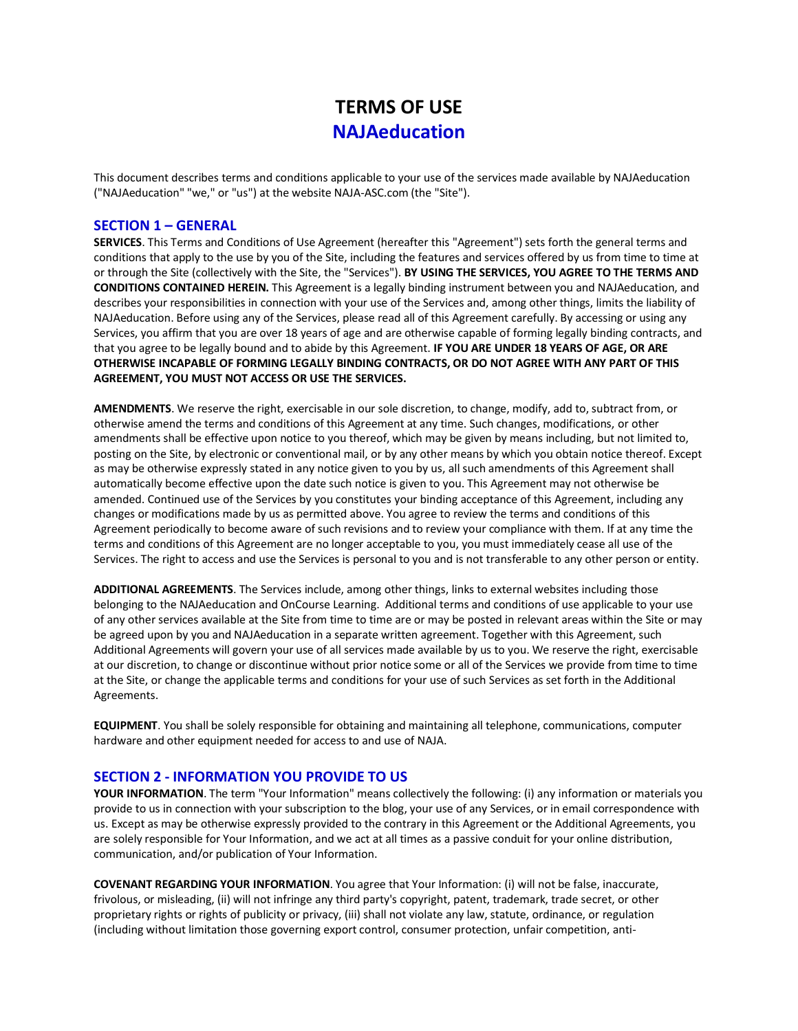# TERMS OF USE
# NAJAeducation

This document describes terms and conditions applicable to your use of the services made available by NAJAeducation ("NAJAeducation" "we," or "us") at the website NAJA-ASC.com (the "Site").

## SECTION 1 – GENERAL

**SERVICES**. This Terms and Conditions of Use Agreement (hereafter this "Agreement") sets forth the general terms and conditions that apply to the use by you of the Site, including the features and services offered by us from time to time at or through the Site (collectively with the Site, the "Services"). **BY USING THE SERVICES, YOU AGREE TO THE TERMS AND CONDITIONS CONTAINED HEREIN.** This Agreement is a legally binding instrument between you and NAJAeducation, and describes your responsibilities in connection with your use of the Services and, among other things, limits the liability of NAJAeducation. Before using any of the Services, please read all of this Agreement carefully. By accessing or using any Services, you affirm that you are over 18 years of age and are otherwise capable of forming legally binding contracts, and that you agree to be legally bound and to abide by this Agreement. **IF YOU ARE UNDER 18 YEARS OF AGE, OR ARE OTHERWISE INCAPABLE OF FORMING LEGALLY BINDING CONTRACTS, OR DO NOT AGREE WITH ANY PART OF THIS AGREEMENT, YOU MUST NOT ACCESS OR USE THE SERVICES.**

**AMENDMENTS**. We reserve the right, exercisable in our sole discretion, to change, modify, add to, subtract from, or otherwise amend the terms and conditions of this Agreement at any time. Such changes, modifications, or other amendments shall be effective upon notice to you thereof, which may be given by means including, but not limited to, posting on the Site, by electronic or conventional mail, or by any other means by which you obtain notice thereof. Except as may be otherwise expressly stated in any notice given to you by us, all such amendments of this Agreement shall automatically become effective upon the date such notice is given to you. This Agreement may not otherwise be amended. Continued use of the Services by you constitutes your binding acceptance of this Agreement, including any changes or modifications made by us as permitted above. You agree to review the terms and conditions of this Agreement periodically to become aware of such revisions and to review your compliance with them. If at any time the terms and conditions of this Agreement are no longer acceptable to you, you must immediately cease all use of the Services. The right to access and use the Services is personal to you and is not transferable to any other person or entity.

**ADDITIONAL AGREEMENTS**. The Services include, among other things, links to external websites including those belonging to the NAJAeducation and OnCourse Learning. Additional terms and conditions of use applicable to your use of any other services available at the Site from time to time are or may be posted in relevant areas within the Site or may be agreed upon by you and NAJAeducation in a separate written agreement. Together with this Agreement, such Additional Agreements will govern your use of all services made available by us to you. We reserve the right, exercisable at our discretion, to change or discontinue without prior notice some or all of the Services we provide from time to time at the Site, or change the applicable terms and conditions for your use of such Services as set forth in the Additional Agreements.

**EQUIPMENT**. You shall be solely responsible for obtaining and maintaining all telephone, communications, computer hardware and other equipment needed for access to and use of NAJA.

## SECTION 2 - INFORMATION YOU PROVIDE TO US

**YOUR INFORMATION**. The term "Your Information" means collectively the following: (i) any information or materials you provide to us in connection with your subscription to the blog, your use of any Services, or in email correspondence with us. Except as may be otherwise expressly provided to the contrary in this Agreement or the Additional Agreements, you are solely responsible for Your Information, and we act at all times as a passive conduit for your online distribution, communication, and/or publication of Your Information.

**COVENANT REGARDING YOUR INFORMATION**. You agree that Your Information: (i) will not be false, inaccurate, frivolous, or misleading, (ii) will not infringe any third party's copyright, patent, trademark, trade secret, or other proprietary rights or rights of publicity or privacy, (iii) shall not violate any law, statute, ordinance, or regulation (including without limitation those governing export control, consumer protection, unfair competition, anti-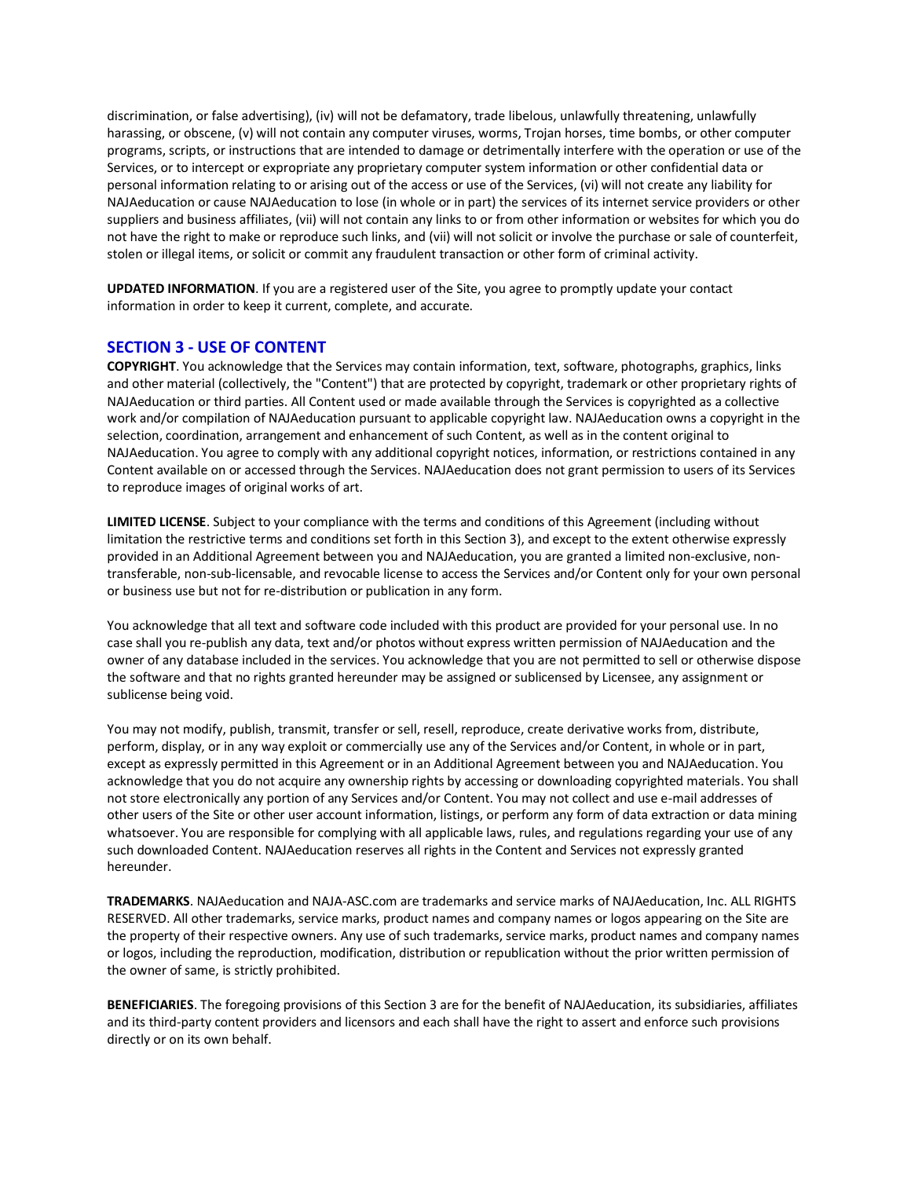discrimination, or false advertising), (iv) will not be defamatory, trade libelous, unlawfully threatening, unlawfully harassing, or obscene, (v) will not contain any computer viruses, worms, Trojan horses, time bombs, or other computer programs, scripts, or instructions that are intended to damage or detrimentally interfere with the operation or use of the Services, or to intercept or expropriate any proprietary computer system information or other confidential data or personal information relating to or arising out of the access or use of the Services, (vi) will not create any liability for NAJAeducation or cause NAJAeducation to lose (in whole or in part) the services of its internet service providers or other suppliers and business affiliates, (vii) will not contain any links to or from other information or websites for which you do not have the right to make or reproduce such links, and (vii) will not solicit or involve the purchase or sale of counterfeit, stolen or illegal items, or solicit or commit any fraudulent transaction or other form of criminal activity.

**UPDATED INFORMATION**. If you are a registered user of the Site, you agree to promptly update your contact information in order to keep it current, complete, and accurate.

## SECTION 3 - USE OF CONTENT

**COPYRIGHT**. You acknowledge that the Services may contain information, text, software, photographs, graphics, links and other material (collectively, the "Content") that are protected by copyright, trademark or other proprietary rights of NAJAeducation or third parties. All Content used or made available through the Services is copyrighted as a collective work and/or compilation of NAJAeducation pursuant to applicable copyright law. NAJAeducation owns a copyright in the selection, coordination, arrangement and enhancement of such Content, as well as in the content original to NAJAeducation. You agree to comply with any additional copyright notices, information, or restrictions contained in any Content available on or accessed through the Services. NAJAeducation does not grant permission to users of its Services to reproduce images of original works of art.

**LIMITED LICENSE**. Subject to your compliance with the terms and conditions of this Agreement (including without limitation the restrictive terms and conditions set forth in this Section 3), and except to the extent otherwise expressly provided in an Additional Agreement between you and NAJAeducation, you are granted a limited non-exclusive, non-transferable, non-sub-licensable, and revocable license to access the Services and/or Content only for your own personal or business use but not for re-distribution or publication in any form.

You acknowledge that all text and software code included with this product are provided for your personal use. In no case shall you re-publish any data, text and/or photos without express written permission of NAJAeducation and the owner of any database included in the services. You acknowledge that you are not permitted to sell or otherwise dispose the software and that no rights granted hereunder may be assigned or sublicensed by Licensee, any assignment or sublicense being void.

You may not modify, publish, transmit, transfer or sell, resell, reproduce, create derivative works from, distribute, perform, display, or in any way exploit or commercially use any of the Services and/or Content, in whole or in part, except as expressly permitted in this Agreement or in an Additional Agreement between you and NAJAeducation. You acknowledge that you do not acquire any ownership rights by accessing or downloading copyrighted materials. You shall not store electronically any portion of any Services and/or Content. You may not collect and use e-mail addresses of other users of the Site or other user account information, listings, or perform any form of data extraction or data mining whatsoever. You are responsible for complying with all applicable laws, rules, and regulations regarding your use of any such downloaded Content. NAJAeducation reserves all rights in the Content and Services not expressly granted hereunder.

**TRADEMARKS**. NAJAeducation and NAJA-ASC.com are trademarks and service marks of NAJAeducation, Inc. ALL RIGHTS RESERVED. All other trademarks, service marks, product names and company names or logos appearing on the Site are the property of their respective owners. Any use of such trademarks, service marks, product names and company names or logos, including the reproduction, modification, distribution or republication without the prior written permission of the owner of same, is strictly prohibited.

**BENEFICIARIES**. The foregoing provisions of this Section 3 are for the benefit of NAJAeducation, its subsidiaries, affiliates and its third-party content providers and licensors and each shall have the right to assert and enforce such provisions directly or on its own behalf.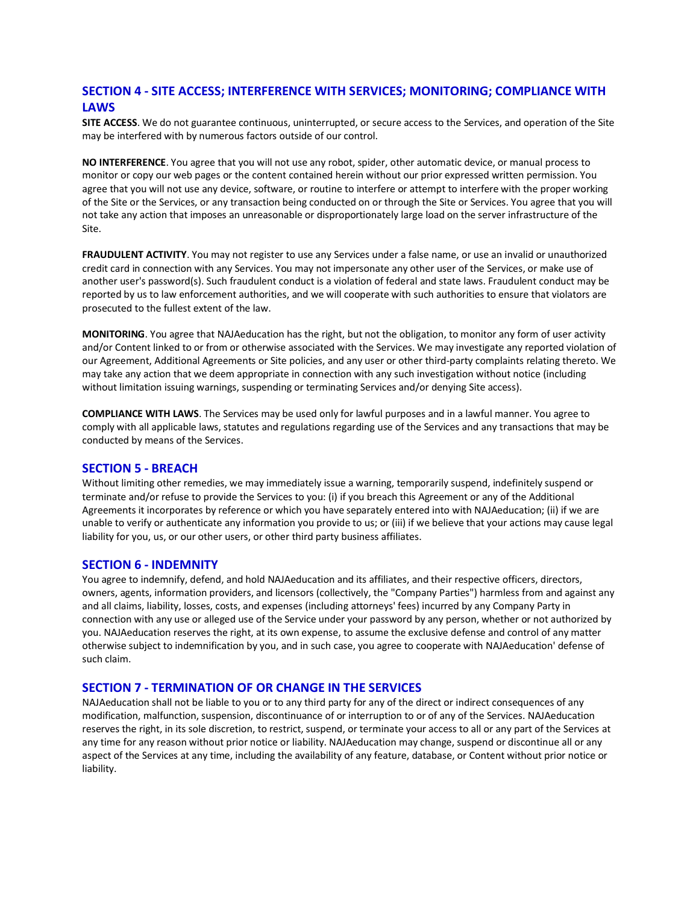## SECTION 4 - SITE ACCESS; INTERFERENCE WITH SERVICES; MONITORING; COMPLIANCE WITH LAWS

**SITE ACCESS**. We do not guarantee continuous, uninterrupted, or secure access to the Services, and operation of the Site may be interfered with by numerous factors outside of our control.

**NO INTERFERENCE**. You agree that you will not use any robot, spider, other automatic device, or manual process to monitor or copy our web pages or the content contained herein without our prior expressed written permission. You agree that you will not use any device, software, or routine to interfere or attempt to interfere with the proper working of the Site or the Services, or any transaction being conducted on or through the Site or Services. You agree that you will not take any action that imposes an unreasonable or disproportionately large load on the server infrastructure of the Site.

**FRAUDULENT ACTIVITY**. You may not register to use any Services under a false name, or use an invalid or unauthorized credit card in connection with any Services. You may not impersonate any other user of the Services, or make use of another user's password(s). Such fraudulent conduct is a violation of federal and state laws. Fraudulent conduct may be reported by us to law enforcement authorities, and we will cooperate with such authorities to ensure that violators are prosecuted to the fullest extent of the law.

**MONITORING**. You agree that NAJAeducation has the right, but not the obligation, to monitor any form of user activity and/or Content linked to or from or otherwise associated with the Services. We may investigate any reported violation of our Agreement, Additional Agreements or Site policies, and any user or other third-party complaints relating thereto. We may take any action that we deem appropriate in connection with any such investigation without notice (including without limitation issuing warnings, suspending or terminating Services and/or denying Site access).

**COMPLIANCE WITH LAWS**. The Services may be used only for lawful purposes and in a lawful manner. You agree to comply with all applicable laws, statutes and regulations regarding use of the Services and any transactions that may be conducted by means of the Services.

## SECTION 5 - BREACH

Without limiting other remedies, we may immediately issue a warning, temporarily suspend, indefinitely suspend or terminate and/or refuse to provide the Services to you: (i) if you breach this Agreement or any of the Additional Agreements it incorporates by reference or which you have separately entered into with NAJAeducation; (ii) if we are unable to verify or authenticate any information you provide to us; or (iii) if we believe that your actions may cause legal liability for you, us, or our other users, or other third party business affiliates.

## SECTION 6 - INDEMNITY

You agree to indemnify, defend, and hold NAJAeducation and its affiliates, and their respective officers, directors, owners, agents, information providers, and licensors (collectively, the "Company Parties") harmless from and against any and all claims, liability, losses, costs, and expenses (including attorneys' fees) incurred by any Company Party in connection with any use or alleged use of the Service under your password by any person, whether or not authorized by you. NAJAeducation reserves the right, at its own expense, to assume the exclusive defense and control of any matter otherwise subject to indemnification by you, and in such case, you agree to cooperate with NAJAeducation' defense of such claim.

## SECTION 7 - TERMINATION OF OR CHANGE IN THE SERVICES

NAJAeducation shall not be liable to you or to any third party for any of the direct or indirect consequences of any modification, malfunction, suspension, discontinuance of or interruption to or of any of the Services. NAJAeducation reserves the right, in its sole discretion, to restrict, suspend, or terminate your access to all or any part of the Services at any time for any reason without prior notice or liability. NAJAeducation may change, suspend or discontinue all or any aspect of the Services at any time, including the availability of any feature, database, or Content without prior notice or liability.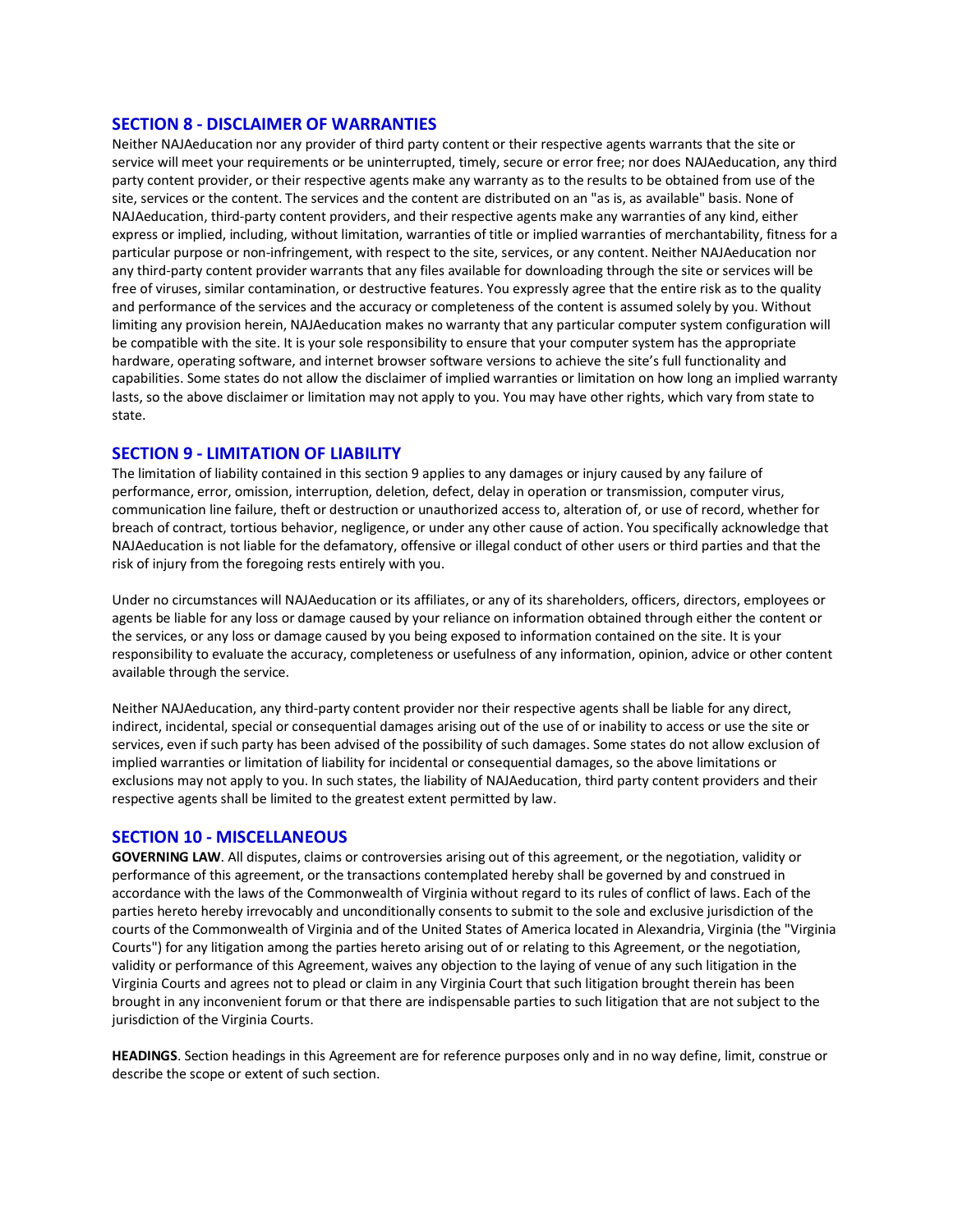## SECTION 8 - DISCLAIMER OF WARRANTIES

Neither NAJAeducation nor any provider of third party content or their respective agents warrants that the site or service will meet your requirements or be uninterrupted, timely, secure or error free; nor does NAJAeducation, any third party content provider, or their respective agents make any warranty as to the results to be obtained from use of the site, services or the content. The services and the content are distributed on an "as is, as available" basis. None of NAJAeducation, third-party content providers, and their respective agents make any warranties of any kind, either express or implied, including, without limitation, warranties of title or implied warranties of merchantability, fitness for a particular purpose or non-infringement, with respect to the site, services, or any content. Neither NAJAeducation nor any third-party content provider warrants that any files available for downloading through the site or services will be free of viruses, similar contamination, or destructive features. You expressly agree that the entire risk as to the quality and performance of the services and the accuracy or completeness of the content is assumed solely by you. Without limiting any provision herein, NAJAeducation makes no warranty that any particular computer system configuration will be compatible with the site. It is your sole responsibility to ensure that your computer system has the appropriate hardware, operating software, and internet browser software versions to achieve the site's full functionality and capabilities. Some states do not allow the disclaimer of implied warranties or limitation on how long an implied warranty lasts, so the above disclaimer or limitation may not apply to you. You may have other rights, which vary from state to state.

## SECTION 9 - LIMITATION OF LIABILITY

The limitation of liability contained in this section 9 applies to any damages or injury caused by any failure of performance, error, omission, interruption, deletion, defect, delay in operation or transmission, computer virus, communication line failure, theft or destruction or unauthorized access to, alteration of, or use of record, whether for breach of contract, tortious behavior, negligence, or under any other cause of action. You specifically acknowledge that NAJAeducation is not liable for the defamatory, offensive or illegal conduct of other users or third parties and that the risk of injury from the foregoing rests entirely with you.

Under no circumstances will NAJAeducation or its affiliates, or any of its shareholders, officers, directors, employees or agents be liable for any loss or damage caused by your reliance on information obtained through either the content or the services, or any loss or damage caused by you being exposed to information contained on the site. It is your responsibility to evaluate the accuracy, completeness or usefulness of any information, opinion, advice or other content available through the service.

Neither NAJAeducation, any third-party content provider nor their respective agents shall be liable for any direct, indirect, incidental, special or consequential damages arising out of the use of or inability to access or use the site or services, even if such party has been advised of the possibility of such damages. Some states do not allow exclusion of implied warranties or limitation of liability for incidental or consequential damages, so the above limitations or exclusions may not apply to you. In such states, the liability of NAJAeducation, third party content providers and their respective agents shall be limited to the greatest extent permitted by law.

## SECTION 10 - MISCELLANEOUS

**GOVERNING LAW**. All disputes, claims or controversies arising out of this agreement, or the negotiation, validity or performance of this agreement, or the transactions contemplated hereby shall be governed by and construed in accordance with the laws of the Commonwealth of Virginia without regard to its rules of conflict of laws. Each of the parties hereto hereby irrevocably and unconditionally consents to submit to the sole and exclusive jurisdiction of the courts of the Commonwealth of Virginia and of the United States of America located in Alexandria, Virginia (the "Virginia Courts") for any litigation among the parties hereto arising out of or relating to this Agreement, or the negotiation, validity or performance of this Agreement, waives any objection to the laying of venue of any such litigation in the Virginia Courts and agrees not to plead or claim in any Virginia Court that such litigation brought therein has been brought in any inconvenient forum or that there are indispensable parties to such litigation that are not subject to the jurisdiction of the Virginia Courts.

**HEADINGS**. Section headings in this Agreement are for reference purposes only and in no way define, limit, construe or describe the scope or extent of such section.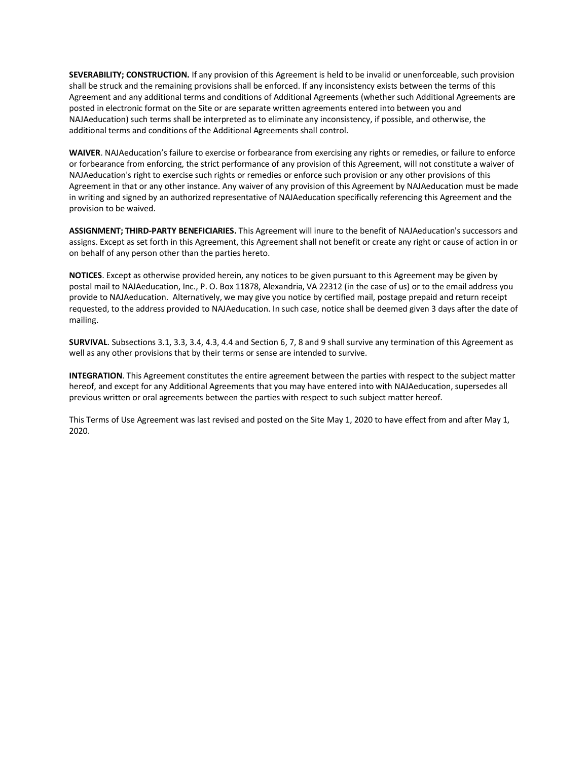**SEVERABILITY; CONSTRUCTION.** If any provision of this Agreement is held to be invalid or unenforceable, such provision shall be struck and the remaining provisions shall be enforced. If any inconsistency exists between the terms of this Agreement and any additional terms and conditions of Additional Agreements (whether such Additional Agreements are posted in electronic format on the Site or are separate written agreements entered into between you and NAJAeducation) such terms shall be interpreted as to eliminate any inconsistency, if possible, and otherwise, the additional terms and conditions of the Additional Agreements shall control.

**WAIVER**. NAJAeducation's failure to exercise or forbearance from exercising any rights or remedies, or failure to enforce or forbearance from enforcing, the strict performance of any provision of this Agreement, will not constitute a waiver of NAJAeducation's right to exercise such rights or remedies or enforce such provision or any other provisions of this Agreement in that or any other instance. Any waiver of any provision of this Agreement by NAJAeducation must be made in writing and signed by an authorized representative of NAJAeducation specifically referencing this Agreement and the provision to be waived.

**ASSIGNMENT; THIRD-PARTY BENEFICIARIES.** This Agreement will inure to the benefit of NAJAeducation's successors and assigns. Except as set forth in this Agreement, this Agreement shall not benefit or create any right or cause of action in or on behalf of any person other than the parties hereto.

**NOTICES**. Except as otherwise provided herein, any notices to be given pursuant to this Agreement may be given by postal mail to NAJAeducation, Inc., P. O. Box 11878, Alexandria, VA 22312 (in the case of us) or to the email address you provide to NAJAeducation. Alternatively, we may give you notice by certified mail, postage prepaid and return receipt requested, to the address provided to NAJAeducation. In such case, notice shall be deemed given 3 days after the date of mailing.

**SURVIVAL**. Subsections 3.1, 3.3, 3.4, 4.3, 4.4 and Section 6, 7, 8 and 9 shall survive any termination of this Agreement as well as any other provisions that by their terms or sense are intended to survive.

**INTEGRATION**. This Agreement constitutes the entire agreement between the parties with respect to the subject matter hereof, and except for any Additional Agreements that you may have entered into with NAJAeducation, supersedes all previous written or oral agreements between the parties with respect to such subject matter hereof.

This Terms of Use Agreement was last revised and posted on the Site May 1, 2020 to have effect from and after May 1, 2020.